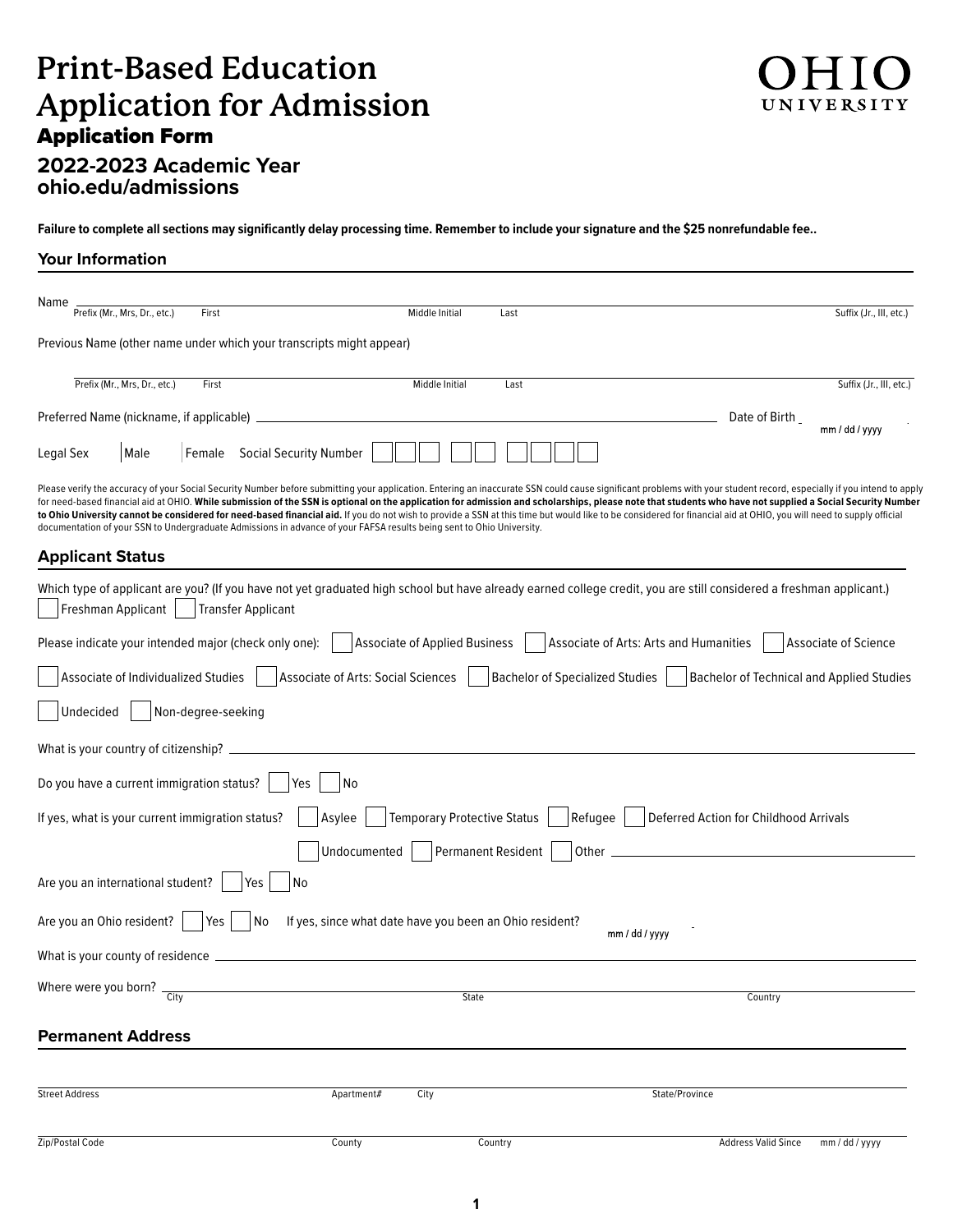# Print-Based Education Application for Admission

OHIO UNIVERSITY

## Application Form

### 2022-2023 Academic Year
### ohio.edu/admissions

**Failure to complete all sections may significantly delay processing time. Remember to include your signature and the $25 nonrefundable fee..**

## Your Information

Name ______________________________________________
Prefix (Mr., Mrs, Dr., etc.) First Middle Initial Last Suffix (Jr., III, etc.)

Previous Name (other name under which your transcripts might appear)

______________________________________________
Prefix (Mr., Mrs, Dr., etc.) First Middle Initial Last Suffix (Jr., III, etc.)

Preferred Name (nickname, if applicable) ______________________ Date of Birth ______ mm / dd / yyyy

Legal Sex ☐ Male ☐ Female Social Security Number ☐☐☐ ☐☐ ☐☐☐☐

Please verify the accuracy of your Social Security Number before submitting your application. Entering an inaccurate SSN could cause significant problems with your student record, especially if you intend to apply for need-based financial aid at OHIO. **While submission of the SSN is optional on the application for admission and scholarships, please note that students who have not supplied a Social Security Number to Ohio University cannot be considered for need-based financial aid.** If you do not wish to provide a SSN at this time but would like to be considered for financial aid at OHIO, you will need to supply official documentation of your SSN to Undergraduate Admissions in advance of your FAFSA results being sent to Ohio University.

## Applicant Status

Which type of applicant are you? (If you have not yet graduated high school but have already earned college credit, you are still considered a freshman applicant.)

☐ Freshman Applicant ☐ Transfer Applicant

Please indicate your intended major (check only one): ☐ Associate of Applied Business ☐ Associate of Arts: Arts and Humanities ☐ Associate of Science

☐ Associate of Individualized Studies ☐ Associate of Arts: Social Sciences ☐ Bachelor of Specialized Studies ☐ Bachelor of Technical and Applied Studies

☐ Undecided ☐ Non-degree-seeking

What is your country of citizenship? ______________________

Do you have a current immigration status? ☐ Yes ☐ No

If yes, what is your current immigration status? ☐ Asylee ☐ Temporary Protective Status ☐ Refugee ☐ Deferred Action for Childhood Arrivals

☐ Undocumented ☐ Permanent Resident ☐ Other ______________________

Are you an international student? ☐ Yes ☐ No

Are you an Ohio resident? ☐ Yes ☐ No If yes, since what date have you been an Ohio resident? ______ mm / dd / yyyy

What is your county of residence ______________________

Where were you born? ______________________
City State Country

## Permanent Address

______________________________________________
Street Address Apartment# City State/Province

______________________________________________
Zip/Postal Code County Country Address Valid Since mm / dd / yyyy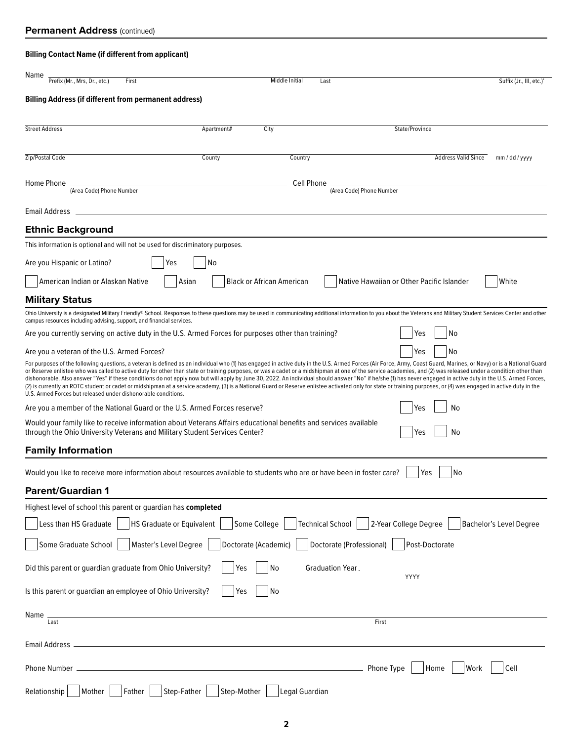## Permanent Address (continued)

**Billing Contact Name (if different from applicant)**

Name ______ Prefix (Mr., Mrs, Dr., etc.) ______ First ______ Middle Initial ______ Last ______ Suffix (Jr., III, etc.)'

**Billing Address (if different from permanent address)**

______ Street Address ______ Apartment# ______ City ______ State/Province

______ Zip/Postal Code ______ County ______ Country ______ Address Valid Since mm / dd / yyyy

Home Phone ______ (Area Code) Phone Number  Cell Phone ______ (Area Code) Phone Number

Email Address ______

## Ethnic Background

This information is optional and will not be used for discriminatory purposes.

Are you Hispanic or Latino? ☐ Yes ☐ No

☐ American Indian or Alaskan Native ☐ Asian ☐ Black or African American ☐ Native Hawaiian or Other Pacific Islander ☐ White

## Military Status

Ohio University is a designated Military Friendly® School. Responses to these questions may be used in communicating additional information to you about the Veterans and Military Student Services Center and other campus resources including advising, support, and financial services.

Are you currently serving on active duty in the U.S. Armed Forces for purposes other than training? ☐ Yes ☐ No

Are you a veteran of the U.S. Armed Forces? ☐ Yes ☐ No

For purposes of the following questions, a veteran is defined as an individual who (1) has engaged in active duty in the U.S. Armed Forces (Air Force, Army, Coast Guard, Marines, or Navy) or is a National Guard or Reserve enlistee who was called to active duty for other than state or training purposes, or was a cadet or a midshipman at one of the service academies, and (2) was released under a condition other than dishonorable. Also answer "Yes" if these conditions do not apply now but will apply by June 30, 2022. An individual should answer "No" if he/she (1) has never engaged in active duty in the U.S. Armed Forces, (2) is currently an ROTC student or cadet or midshipman at a service academy, (3) is a National Guard or Reserve enlistee activated only for state or training purposes, or (4) was engaged in active duty in the U.S. Armed Forces but released under dishonorable conditions.

Are you a member of the National Guard or the U.S. Armed Forces reserve? ☐ Yes ☐ No

Would your family like to receive information about Veterans Affairs educational benefits and services available through the Ohio University Veterans and Military Student Services Center? ☐ Yes ☐ No

## Family Information

Would you like to receive more information about resources available to students who are or have been in foster care? ☐ Yes ☐ No

## Parent/Guardian 1

Highest level of school this parent or guardian has **completed**

☐ Less than HS Graduate ☐ HS Graduate or Equivalent ☐ Some College ☐ Technical School ☐ 2-Year College Degree ☐ Bachelor's Level Degree

☐ Some Graduate School ☐ Master's Level Degree ☐ Doctorate (Academic) ☐ Doctorate (Professional) ☐ Post-Doctorate

Did this parent or guardian graduate from Ohio University? ☐ Yes ☐ No  Graduation Year ______ YYYY

Is this parent or guardian an employee of Ohio University? ☐ Yes ☐ No

Name ______ Last ______ First

Email Address ______

Phone Number ______ Phone Type ☐ Home ☐ Work ☐ Cell

Relationship ☐ Mother ☐ Father ☐ Step-Father ☐ Step-Mother ☐ Legal Guardian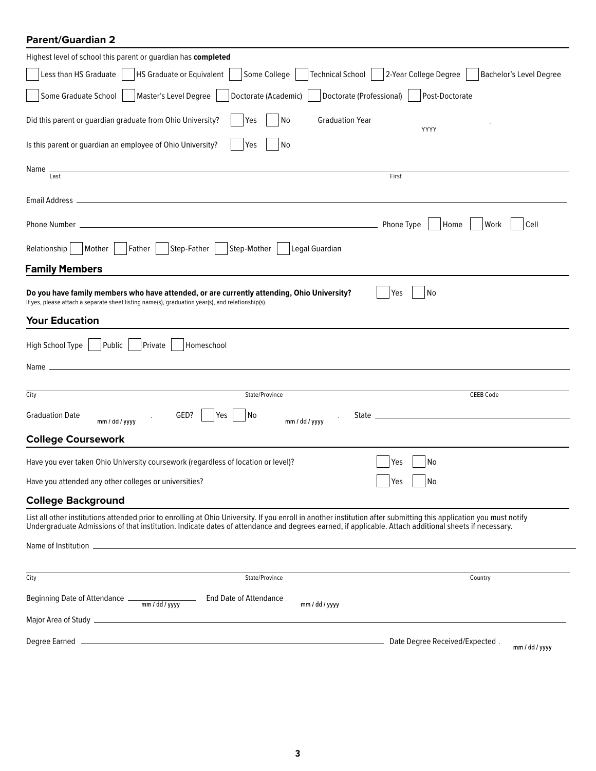## Parent/Guardian 2

Highest level of school this parent or guardian has **completed**

☐ Less than HS Graduate ☐ HS Graduate or Equivalent ☐ Some College ☐ Technical School ☐ 2-Year College Degree ☐ Bachelor's Level Degree

☐ Some Graduate School ☐ Master's Level Degree ☐ Doctorate (Academic) ☐ Doctorate (Professional) ☐ Post-Doctorate

Did this parent or guardian graduate from Ohio University? ☐ Yes ☐ No Graduation Year ________ (YYYY)

Is this parent or guardian an employee of Ohio University? ☐ Yes ☐ No

Name ____________________________________________ (Last) ____________________________________________ (First)

Email Address ____________________________________________

Phone Number ____________________________________________ Phone Type ☐ Home ☐ Work ☐ Cell

Relationship ☐ Mother ☐ Father ☐ Step-Father ☐ Step-Mother ☐ Legal Guardian

## Family Members

**Do you have family members who have attended, or are currently attending, Ohio University?** ☐ Yes ☐ No

If yes, please attach a separate sheet listing name(s), graduation year(s), and relationship(s).

## Your Education

High School Type ☐ Public ☐ Private ☐ Homeschool

Name ____________________________________________

____________________ (City) ____________________ (State/Province) ____________________ (CEEB Code)

Graduation Date ________ (mm / dd / yyyy) GED? ☐ Yes ☐ No ________ (mm / dd / yyyy) State ____________________

## College Coursework

Have you ever taken Ohio University coursework (regardless of location or level)? ☐ Yes ☐ No

Have you attended any other colleges or universities? ☐ Yes ☐ No

## College Background

List all other institutions attended prior to enrolling at Ohio University. If you enroll in another institution after submitting this application you must notify Undergraduate Admissions of that institution. Indicate dates of attendance and degrees earned, if applicable. Attach additional sheets if necessary.

Name of Institution ____________________________________________

____________________ (City) ____________________ (State/Province) ____________________ (Country)

Beginning Date of Attendance ________ (mm / dd / yyyy) End Date of Attendance ________ (mm / dd / yyyy)

Major Area of Study ____________________________________________

Degree Earned ____________________________________________ Date Degree Received/Expected ________ (mm / dd / yyyy)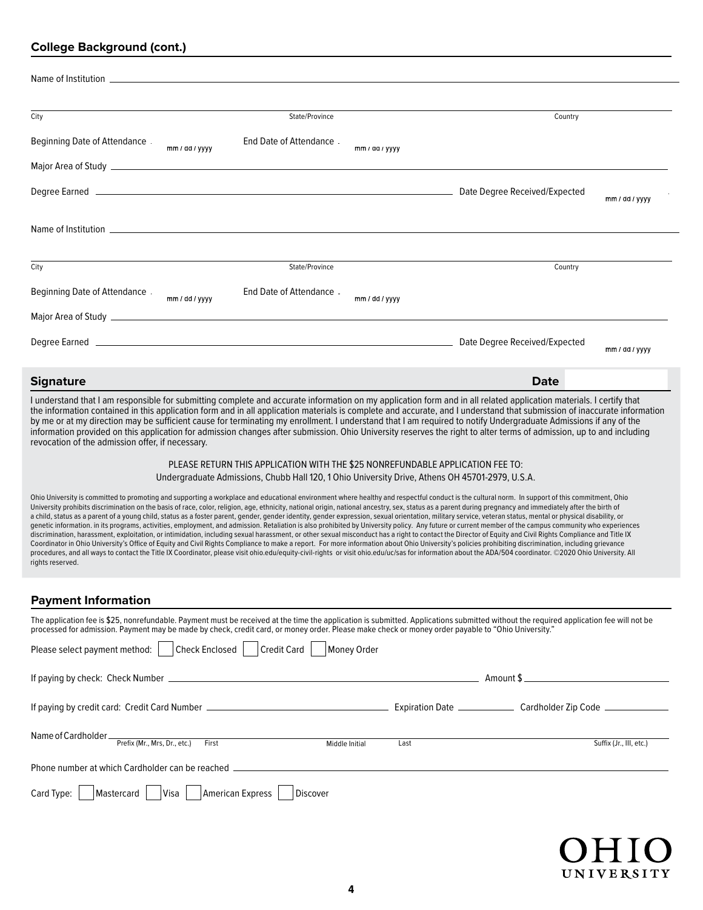## College Background (cont.)

Name of Institution ______________________________

City ______________ State/Province ______________ Country ______________

Beginning Date of Attendance ______ mm / dd / yyyy End Date of Attendance ______ mm / dd / yyyy

Major Area of Study ______________________________

Degree Earned ______________________________ Date Degree Received/Expected ______ mm / dd / yyyy

Name of Institution ______________________________

City ______________ State/Province ______________ Country ______________

Beginning Date of Attendance ______ mm / dd / yyyy End Date of Attendance ______ mm / dd / yyyy

Major Area of Study ______________________________

Degree Earned ______________________________ Date Degree Received/Expected ______ mm / dd / yyyy

## Signature

**Date** ______________

I understand that I am responsible for submitting complete and accurate information on my application form and in all related application materials. I certify that the information contained in this application form and in all application materials is complete and accurate, and I understand that submission of inaccurate information by me or at my direction may be sufficient cause for terminating my enrollment. I understand that I am required to notify Undergraduate Admissions if any of the information provided on this application for admission changes after submission. Ohio University reserves the right to alter terms of admission, up to and including revocation of the admission offer, if necessary.

PLEASE RETURN THIS APPLICATION WITH THE $25 NONREFUNDABLE APPLICATION FEE TO:
Undergraduate Admissions, Chubb Hall 120, 1 Ohio University Drive, Athens OH 45701-2979, U.S.A.

Ohio University is committed to promoting and supporting a workplace and educational environment where healthy and respectful conduct is the cultural norm. In support of this commitment, Ohio University prohibits discrimination on the basis of race, color, religion, age, ethnicity, national origin, national ancestry, sex, status as a parent during pregnancy and immediately after the birth of a child, status as a parent of a young child, status as a foster parent, gender, gender identity, gender expression, sexual orientation, military service, veteran status, mental or physical disability, or genetic information. in its programs, activities, employment, and admission. Retaliation is also prohibited by University policy. Any future or current member of the campus community who experiences discrimination, harassment, exploitation, or intimidation, including sexual harassment, or other sexual misconduct has a right to contact the Director of Equity and Civil Rights Compliance and Title IX Coordinator in Ohio University's Office of Equity and Civil Rights Compliance to make a report. For more information about Ohio University's policies prohibiting discrimination, including grievance procedures, and all ways to contact the Title IX Coordinator, please visit ohio.edu/equity-civil-rights or visit ohio.edu/uc/sas for information about the ADA/504 coordinator. ©2020 Ohio University. All rights reserved.

## Payment Information

The application fee is $25, nonrefundable. Payment must be received at the time the application is submitted. Applications submitted without the required application fee will not be processed for admission. Payment may be made by check, credit card, or money order. Please make check or money order payable to "Ohio University."

Please select payment method: ☐ Check Enclosed ☐ Credit Card ☐ Money Order

If paying by check: Check Number ______________________________ Amount $ ______________

If paying by credit card: Credit Card Number ______________________________ Expiration Date ______________ Cardholder Zip Code ______________

Name of Cardholder ______________________________
Prefix (Mr., Mrs, Dr., etc.) First Middle Initial Last Suffix (Jr., III, etc.)

Phone number at which Cardholder can be reached ______________________________

Card Type: ☐ Mastercard ☐ Visa ☐ American Express ☐ Discover

OHIO UNIVERSITY